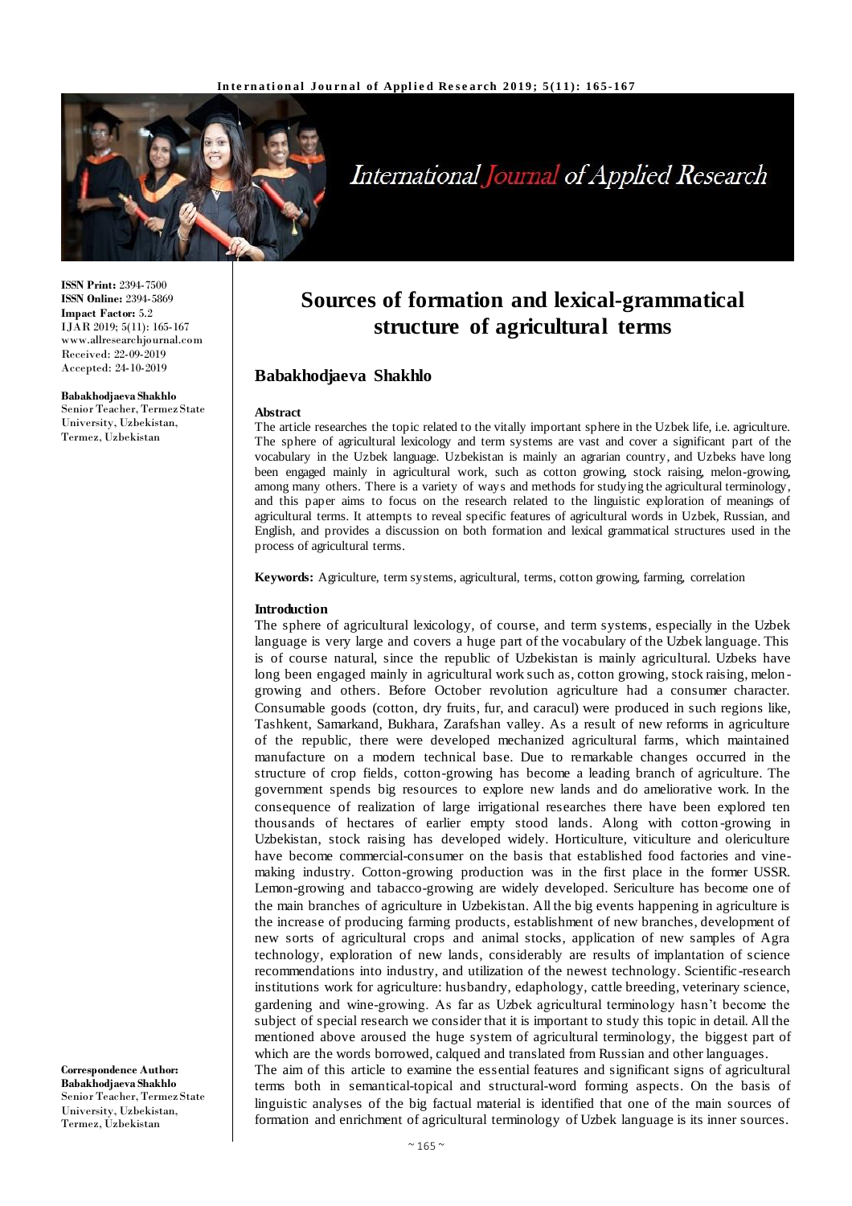ISSN Print: 2394-7500
ISSN Online: 2394-5869
Impact Factor: 5.2
IJAR 2019; 5(11): 165-167
www.allresearchjournal.com
Received: 22-09-2019
Accepted: 24-10-2019

**Babakhodjaeva Shakhlo**
Senior Teacher, Termez State University, Uzbekistan, Termez, Uzbekistan

**Correspondence Author:**
**Babakhodjaeva Shakhlo**
Senior Teacher, Termez State University, Uzbekistan, Termez, Uzbekistan

# Sources of formation and lexical-grammatical structure of agricultural terms

## Babakhodjaeva Shakhlo

### Abstract

The article researches the topic related to the vitally important sphere in the Uzbek life, i.e. agriculture. The sphere of agricultural lexicology and term systems are vast and cover a significant part of the vocabulary in the Uzbek language. Uzbekistan is mainly an agrarian country, and Uzbeks have long been engaged mainly in agricultural work, such as cotton growing, stock raising, melon-growing, among many others. There is a variety of ways and methods for studying the agricultural terminology, and this paper aims to focus on the research related to the linguistic exploration of meanings of agricultural terms. It attempts to reveal specific features of agricultural words in Uzbek, Russian, and English, and provides a discussion on both formation and lexical grammatical structures used in the process of agricultural terms.

**Keywords:** Agriculture, term systems, agricultural, terms, cotton growing, farming, correlation

### Introduction

The sphere of agricultural lexicology, of course, and term systems, especially in the Uzbek language is very large and covers a huge part of the vocabulary of the Uzbek language. This is of course natural, since the republic of Uzbekistan is mainly agricultural. Uzbeks have long been engaged mainly in agricultural work such as, cotton growing, stock raising, melon-growing and others. Before October revolution agriculture had a consumer character. Consumable goods (cotton, dry fruits, fur, and caracul) were produced in such regions like, Tashkent, Samarkand, Bukhara, Zarafshan valley. As a result of new reforms in agriculture of the republic, there were developed mechanized agricultural farms, which maintained manufacture on a modern technical base. Due to remarkable changes occurred in the structure of crop fields, cotton-growing has become a leading branch of agriculture. The government spends big resources to explore new lands and do ameliorative work. In the consequence of realization of large irrigational researches there have been explored ten thousands of hectares of earlier empty stood lands. Along with cotton-growing in Uzbekistan, stock raising has developed widely. Horticulture, viticulture and olericulture have become commercial-consumer on the basis that established food factories and vine-making industry. Cotton-growing production was in the first place in the former USSR. Lemon-growing and tabacco-growing are widely developed. Sericulture has become one of the main branches of agriculture in Uzbekistan. All the big events happening in agriculture is the increase of producing farming products, establishment of new branches, development of new sorts of agricultural crops and animal stocks, application of new samples of Agra technology, exploration of new lands, considerably are results of implantation of science recommendations into industry, and utilization of the newest technology. Scientific-research institutions work for agriculture: husbandry, edaphology, cattle breeding, veterinary science, gardening and wine-growing. As far as Uzbek agricultural terminology hasn't become the subject of special research we consider that it is important to study this topic in detail. All the mentioned above aroused the huge system of agricultural terminology, the biggest part of which are the words borrowed, calqued and translated from Russian and other languages.

The aim of this article to examine the essential features and significant signs of agricultural terms both in semantical-topical and structural-word forming aspects. On the basis of linguistic analyses of the big factual material is identified that one of the main sources of formation and enrichment of agricultural terminology of Uzbek language is its inner sources.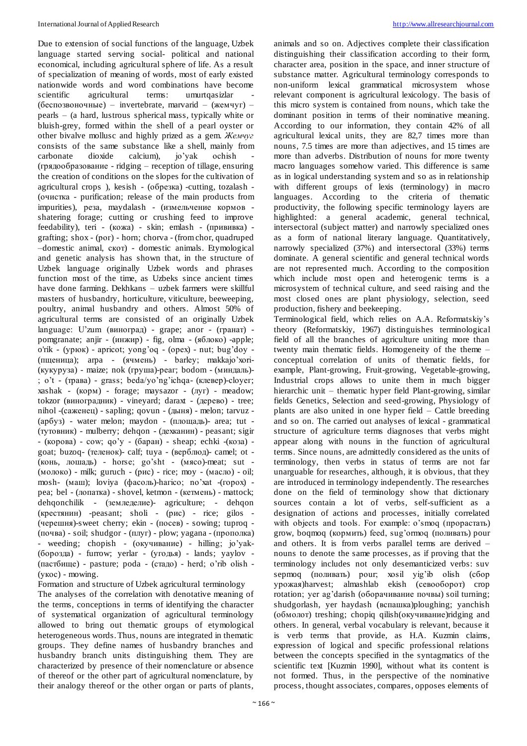Due to extension of social functions of the language, Uzbek language started serving social- political and national economical, including agricultural sphere of life. As a result of specialization of meaning of words, most of early existed nationwide words and word combinations have become scientific agricultural terms: umurtqasizlar - (беспозвоночные) – invertebrate, marvarid – (жемчуг) – pearls – (a hard, lustrous spherical mass, typically white or bluish-grey, formed within the shell of a pearl oyster or other bivalve mollusc and highly prized as a gem. *Жемчуг* consists of the same substance like a shell, mainly from carbonate dioxide calcium), jo'yak ochish - (грядообразование - ridging – reception of tillage, ensuring the creation of conditions on the slopes for the cultivation of agricultural crops ), kesish - (обрезка) -cutting, tozalash - (очистка - purification; release of the main products from impurities), реза, maydalash - (измельчение кормов - shatering forage; cutting or crushing feed to improve feedability), teri - (кожа) - skin; emlash - (прививка) - grafting; shox - (рог) - horn; chorva - (from chor, quadruped –domestic animal, скот) - domestic animals. Etymological and genetic analysis has shown that, in the structure of Uzbek language originally Uzbek words and phrases function most of the time, as Uzbeks since ancient times have done farming. Dekhkans – uzbek farmers were skillful masters of husbandry, horticulture, viticulture, beeweeping, poultry, animal husbandry and others. Almost 50% of agricultural terms are consisted of an originally Uzbek language: U'zum (виноград) - grape; anor - (гранат) - pomgranate; anjir - (инжир) - fig, olma - (яблоко) -apple; o'rik - (урюк) - apricot; yong'oq - (орех) - nut; bug'doy - (пщеница); arpa - (ячмень) - barley; makkajo'xori- (кукуруза) - maize; nok (груша)-pear; bodom - (миндаль)- ; o't - (трава) - grass; beda/yo'ng'ichqa- (клевер)-cloyer; xashak - (корм) - forage; maysazor - (луг) - meadow; tokzor (виноградник) - vineyard; daraxt - (дерево) - tree; nihol -(саженец) - sapling; qovun - (дыня) - melon; tarvuz - (арбуз) - water melon; maydon - (площадь)- area; tut - (тутовник) - mulberry; dehqon - (дехканин) - peasant; sigir - (корова) - cow; qo'y - (баран) - sheap; echki -(коза) - goat; buzoq- (теленок)- calf; tuya - (верблюд)- camel; ot - (конь, лошадь) - horse; go'sht - (мясо)-meat; sut - (молоко) - milk; guruch - (рис) - rice; moy - (масло) - oil; mosh- (маш); loviya (фасоль)-harico; no'xat -(горох) - pea; bel - (лопатка) - shovel, ketmon - (кетмень) - mattock; dehqonchilik - (земледелие)- agriculture; - dehqon (крестянин) -peasant; sholi - (рис) - rice; gilos - (черешня)-sweet cherry; ekin - (посев) - sowing; tuproq - (почва) - soil; shudgor - (плуг) - plow; yagana - (прополка) - weeding; chopish - (окучивание) - hilling; jo'yak- (борозда) - furrow; yerlar - (угодья) - lands; yaylov - (пастбище) - pasture; poda - (стадо) - herd; o'rib olish - (укос) - mowing.

## Formation and structure of Uzbek agricultural terminology

The analyses of the correlation with denotative meaning of the terms, conceptions in terms of identifying the character of systematical organization of agricultural terminology allowed to bring out thematic groups of etymological heterogeneous words. Thus, nouns are integrated in thematic groups. They define names of husbandry branches and husbandry branch units distinguishing them. They are characterized by presence of their nomenclature or absence of thereof or the other part of agricultural nomenclature, by their analogy thereof or the other organ or parts of plants, animals and so on. Adjectives complete their classification distinguishing their classification according to their form, character area, position in the space, and inner structure of substance matter. Agricultural terminology corresponds to non-uniform lexical grammatical microsystem whose relevant component is agricultural lexicology. The basis of this micro system is contained from nouns, which take the dominant position in terms of their nominative meaning. According to our information, they contain 42% of all agricultural lexical units, they are 82,7 times more than nouns, 7.5 times are more than adjectives, and 15 times are more than adverbs. Distribution of nouns for more twenty macro languages somehow varied. This difference is same as in logical understanding system and so as in relationship with different groups of lexis (terminology) in macro languages. According to the criteria of thematic productivity, the following specific terminology layers are highlighted: a general academic, general technical, intersectoral (subject matter) and narrowly specialized ones as a form of national literary language. Quantitatively, narrowly specialized (37%) and intersectoral (33%) terms dominate. A general scientific and general technical words are not represented much. According to the composition which include most open and heterogenic terms is a microsystem of technical culture, and seed raising and the most closed ones are plant physiology, selection, seed production, fishery and beekeeping.

Terminological field, which relies on A.A. Reformatskiy's theory (Reformatskiy, 1967) distinguishes terminological field of all the branches of agriculture uniting more than twenty main thematic fields. Homogeneity of the theme – conceptual correlation of units of thematic fields, for example, Plant-growing, Fruit-growing, Vegetable-growing, Industrial crops allows to unite them in much bigger hierarchic unit – thematic hyper field Plant-growing, similar fields Genetics, Selection and seed-growing, Physiology of plants are also united in one hyper field – Cattle breeding and so on. The carried out analyses of lexical - grammatical structure of agriculture terms diagnoses that verbs might appear along with nouns in the function of agricultural terms. Since nouns, are admittedly considered as the units of terminology, then verbs in status of terms are not far unarguable for researches, although, it is obvious, that they are introduced in terminology independently. The researches done on the field of terminology show that dictionary sources contain a lot of verbs, self-sufficient as a designation of actions and processes, initially correlated with objects and tools. For example: o'smoq (прорастать) grow, boqmoq (кормить) feed, sug'ormoq (поливать) pour and others. It is from verbs parallel terms are derived – nouns to denote the same processes, as if proving that the terminology includes not only desemanticized verbs: suv sepmoq (поливать) pour; xosil yig'ib olish (сбор урожая)harvest; almashlab ekish (севооборот) crop rotation; yer ag'darish (оборачивание почвы) soil turning; shudgorlash, yer haydash (вспашка)ploughing; yanchish (обмолот) treshing; chopiq qilish(окучивание)ridging and others. In general, verbal vocabulary is relevant, because it is verb terms that provide, as H.A. Kuzmin claims, expression of logical and specific professional relations between the concepts specified in the syntagmatics of the scientific text [Kuzmin 1990], without what its content is not formed. Thus, in the perspective of the nominative process, thought associates, compares, opposes elements of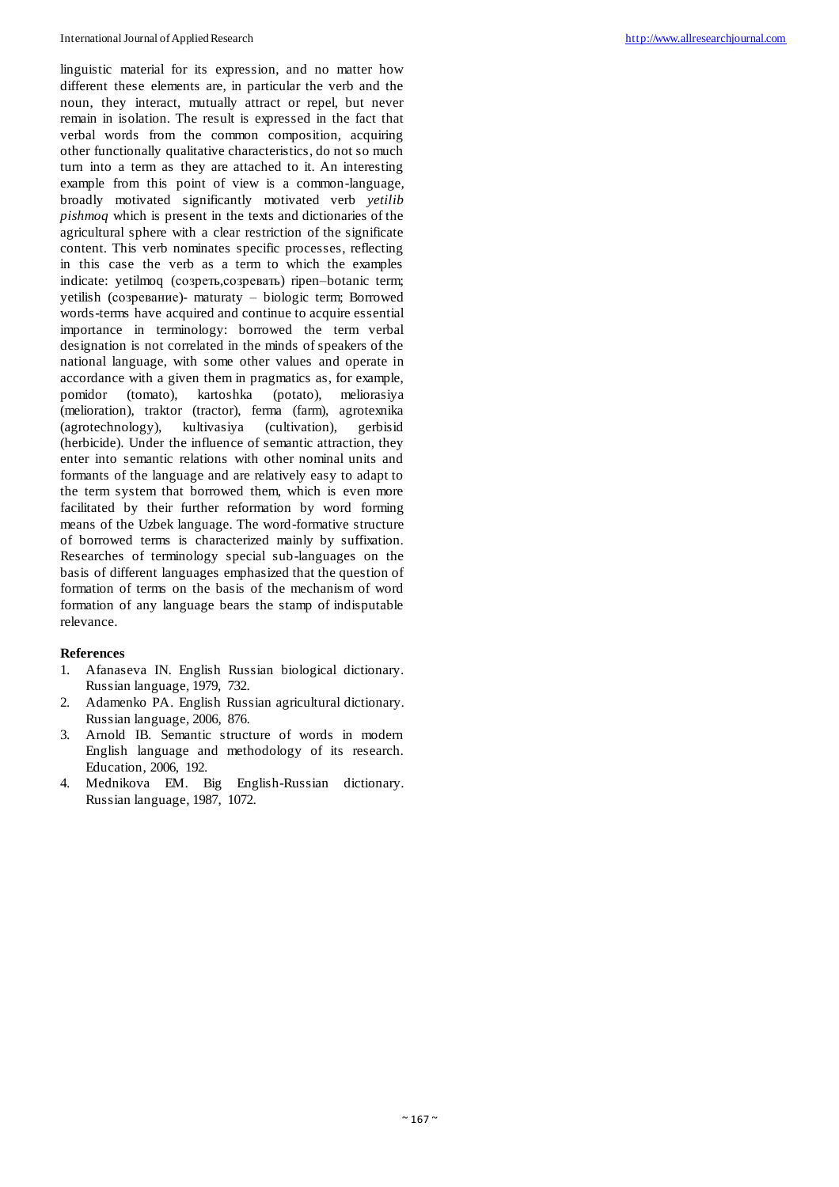linguistic material for its expression, and no matter how different these elements are, in particular the verb and the noun, they interact, mutually attract or repel, but never remain in isolation. The result is expressed in the fact that verbal words from the common composition, acquiring other functionally qualitative characteristics, do not so much turn into a term as they are attached to it. An interesting example from this point of view is a common-language, broadly motivated significantly motivated verb *yetilib pishmoq* which is present in the texts and dictionaries of the agricultural sphere with a clear restriction of the significate content. This verb nominates specific processes, reflecting in this case the verb as a term to which the examples indicate: yetilmoq (созреть,созревать) ripen–botanic term; yetilish (созревание)- maturaty – biologic term; Borrowed words-terms have acquired and continue to acquire essential importance in terminology: borrowed the term verbal designation is not correlated in the minds of speakers of the national language, with some other values and operate in accordance with a given them in pragmatics as, for example, pomidor (tomato), kartoshka (potato), meliorasiya (melioration), traktor (tractor), ferma (farm), agrotexnika (agrotechnology), kultivasiya (cultivation), gerbisid (herbicide). Under the influence of semantic attraction, they enter into semantic relations with other nominal units and formants of the language and are relatively easy to adapt to the term system that borrowed them, which is even more facilitated by their further reformation by word forming means of the Uzbek language. The word-formative structure of borrowed terms is characterized mainly by suffixation. Researches of terminology special sub-languages on the basis of different languages emphasized that the question of formation of terms on the basis of the mechanism of word formation of any language bears the stamp of indisputable relevance.

**References**

1. Afanaseva IN. English Russian biological dictionary. Russian language, 1979, 732.
2. Adamenko PA. English Russian agricultural dictionary. Russian language, 2006, 876.
3. Arnold IB. Semantic structure of words in modern English language and methodology of its research. Education, 2006, 192.
4. Mednikova EM. Big English-Russian dictionary. Russian language, 1987, 1072.